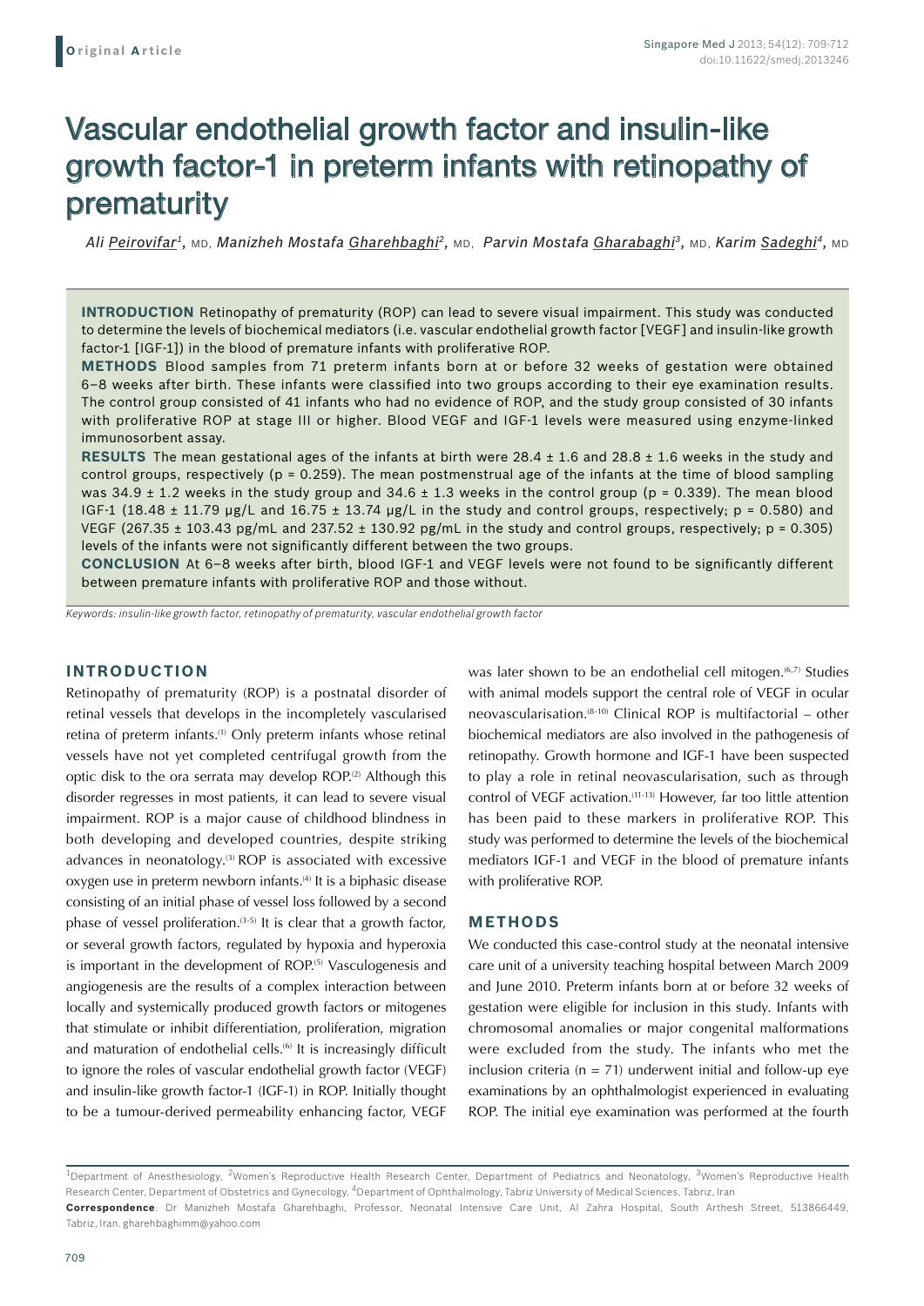**Original Article**

# Vascular endothelial growth factor and insulin-like growth factor-1 in preterm infants with retinopathy of prematurity

*Ali Peirovifar[1], MD, Manizheh Mostafa Gharehbaghi[2], MD, Parvin Mostafa Gharabaghi[3], MD, Karim Sadeghi[4], MD*

**INTRODUCTION** Retinopathy of prematurity (ROP) can lead to severe visual impairment. This study was conducted to determine the levels of biochemical mediators (i.e. vascular endothelial growth factor [VEGF] and insulin-like growth factor-1 [IGF-1]) in the blood of premature infants with proliferative ROP.

**METHODS** Blood samples from 71 preterm infants born at or before 32 weeks of gestation were obtained 6–8 weeks after birth. These infants were classified into two groups according to their eye examination results. The control group consisted of 41 infants who had no evidence of ROP, and the study group consisted of 30 infants with proliferative ROP at stage III or higher. Blood VEGF and IGF-1 levels were measured using enzyme-linked immunosorbent assay.

**RESULTS** The mean gestational ages of the infants at birth were 28.4 ± 1.6 and 28.8 ± 1.6 weeks in the study and control groups, respectively ($p = 0.259$). The mean postmenstrual age of the infants at the time of blood sampling was 34.9 ± 1.2 weeks in the study group and 34.6 ± 1.3 weeks in the control group ($p = 0.339$). The mean blood IGF-1 (18.48 ± 11.79 μg/L and 16.75 ± 13.74 μg/L in the study and control groups, respectively; $p = 0.580$) and VEGF (267.35 ± 103.43 pg/mL and 237.52 ± 130.92 pg/mL in the study and control groups, respectively; $p = 0.305$) levels of the infants were not significantly different between the two groups.

**CONCLUSION** At 6–8 weeks after birth, blood IGF-1 and VEGF levels were not found to be significantly different between premature infants with proliferative ROP and those without.

*Keywords: insulin-like growth factor, retinopathy of prematurity, vascular endothelial growth factor*

## INTRODUCTION

Retinopathy of prematurity (ROP) is a postnatal disorder of retinal vessels that develops in the incompletely vascularised retina of preterm infants.[1] Only preterm infants whose retinal vessels have not yet completed centrifugal growth from the optic disk to the ora serrata may develop ROP.[2] Although this disorder regresses in most patients, it can lead to severe visual impairment. ROP is a major cause of childhood blindness in both developing and developed countries, despite striking advances in neonatology.[3] ROP is associated with excessive oxygen use in preterm newborn infants.[4] It is a biphasic disease consisting of an initial phase of vessel loss followed by a second phase of vessel proliferation.[3-5] It is clear that a growth factor, or several growth factors, regulated by hypoxia and hyperoxia is important in the development of ROP.[5] Vasculogenesis and angiogenesis are the results of a complex interaction between locally and systemically produced growth factors or mitogenes that stimulate or inhibit differentiation, proliferation, migration and maturation of endothelial cells.[6] It is increasingly difficult to ignore the roles of vascular endothelial growth factor (VEGF) and insulin-like growth factor-1 (IGF-1) in ROP. Initially thought to be a tumour-derived permeability enhancing factor, VEGF was later shown to be an endothelial cell mitogen.[6,7] Studies with animal models support the central role of VEGF in ocular neovascularisation.[8-10] Clinical ROP is multifactorial – other biochemical mediators are also involved in the pathogenesis of retinopathy. Growth hormone and IGF-1 have been suspected to play a role in retinal neovascularisation, such as through control of VEGF activation.[11-13] However, far too little attention has been paid to these markers in proliferative ROP. This study was performed to determine the levels of the biochemical mediators IGF-1 and VEGF in the blood of premature infants with proliferative ROP.

## METHODS

We conducted this case-control study at the neonatal intensive care unit of a university teaching hospital between March 2009 and June 2010. Preterm infants born at or before 32 weeks of gestation were eligible for inclusion in this study. Infants with chromosomal anomalies or major congenital malformations were excluded from the study. The infants who met the inclusion criteria (n = 71) underwent initial and follow-up eye examinations by an ophthalmologist experienced in evaluating ROP. The initial eye examination was performed at the fourth

[1]Department of Anesthesiology, [2]Women's Reproductive Health Research Center, Department of Pediatrics and Neonatology, [3]Women's Reproductive Health Research Center, Department of Obstetrics and Gynecology, [4]Department of Ophthalmology, Tabriz University of Medical Sciences, Tabriz, Iran

**Correspondence**: Dr Manizheh Mostafa Gharehbaghi, Professor, Neonatal Intensive Care Unit, Al Zahra Hospital, South Arthesh Street, 513866449, Tabriz, Iran. gharehbaghimm@yahoo.com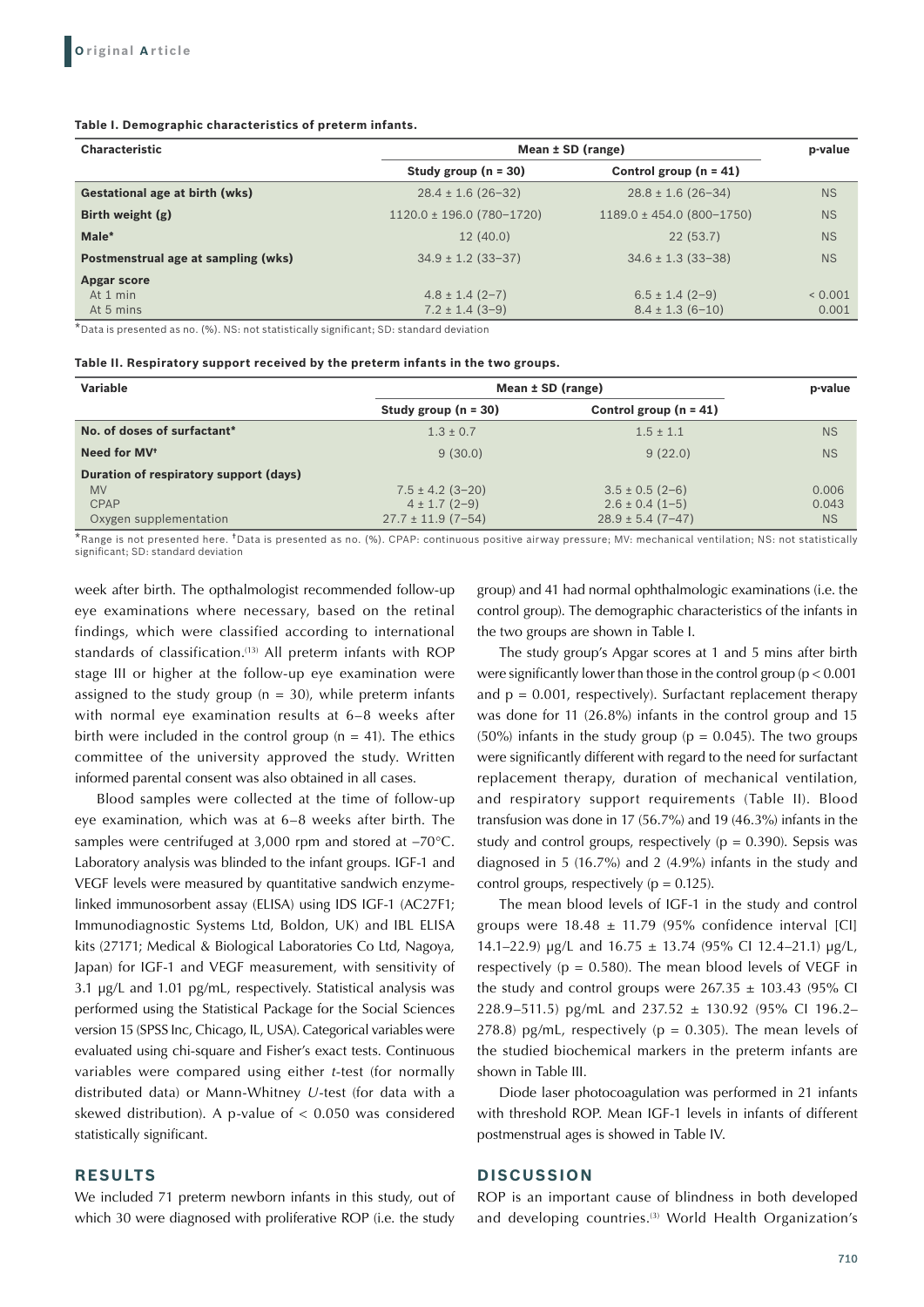**Table I. Demographic characteristics of preterm infants.**

| Characteristic | Mean ± SD (range) | | p-value |
|---|---|---|---|
| | Study group (n = 30) | Control group (n = 41) | |
| **Gestational age at birth (wks)** | 28.4 ± 1.6 (26–32) | 28.8 ± 1.6 (26–34) | NS |
| **Birth weight (g)** | 1120.0 ± 196.0 (780–1720) | 1189.0 ± 454.0 (800–1750) | NS |
| **Male*** | 12 (40.0) | 22 (53.7) | NS |
| **Postmenstrual age at sampling (wks)** | 34.9 ± 1.2 (33–37) | 34.6 ± 1.3 (33–38) | NS |
| **Apgar score** | | | |
| At 1 min | 4.8 ± 1.4 (2–7) | 6.5 ± 1.4 (2–9) | < 0.001 |
| At 5 mins | 7.2 ± 1.4 (3–9) | 8.4 ± 1.3 (6–10) | 0.001 |

*Data is presented as no. (%). NS: not statistically significant; SD: standard deviation

**Table II. Respiratory support received by the preterm infants in the two groups.**

| Variable | Mean ± SD (range) | | p-value |
|---|---|---|---|
| | Study group (n = 30) | Control group (n = 41) | |
| **No. of doses of surfactant*** | 1.3 ± 0.7 | 1.5 ± 1.1 | NS |
| **Need for MV†** | 9 (30.0) | 9 (22.0) | NS |
| **Duration of respiratory support (days)** | | | |
| MV | 7.5 ± 4.2 (3–20) | 3.5 ± 0.5 (2–6) | 0.006 |
| CPAP | 4 ± 1.7 (2–9) | 2.6 ± 0.4 (1–5) | 0.043 |
| Oxygen supplementation | 27.7 ± 11.9 (7–54) | 28.9 ± 5.4 (7–47) | NS |

*Range is not presented here. †Data is presented as no. (%). CPAP: continuous positive airway pressure; MV: mechanical ventilation; NS: not statistically significant; SD: standard deviation

week after birth. The opthalmologist recommended follow-up eye examinations where necessary, based on the retinal findings, which were classified according to international standards of classification.[13] All preterm infants with ROP stage III or higher at the follow-up eye examination were assigned to the study group (n = 30), while preterm infants with normal eye examination results at 6–8 weeks after birth were included in the control group (n = 41). The ethics committee of the university approved the study. Written informed parental consent was also obtained in all cases.

Blood samples were collected at the time of follow-up eye examination, which was at 6–8 weeks after birth. The samples were centrifuged at 3,000 rpm and stored at –70°C. Laboratory analysis was blinded to the infant groups. IGF-1 and VEGF levels were measured by quantitative sandwich enzyme-linked immunosorbent assay (ELISA) using IDS IGF-1 (AC27F1; Immunodiagnostic Systems Ltd, Boldon, UK) and IBL ELISA kits (27171; Medical & Biological Laboratories Co Ltd, Nagoya, Japan) for IGF-1 and VEGF measurement, with sensitivity of 3.1 μg/L and 1.01 pg/mL, respectively. Statistical analysis was performed using the Statistical Package for the Social Sciences version 15 (SPSS Inc, Chicago, IL, USA). Categorical variables were evaluated using chi-square and Fisher's exact tests. Continuous variables were compared using either *t*-test (for normally distributed data) or Mann-Whitney *U*-test (for data with a skewed distribution). A p-value of < 0.050 was considered statistically significant.

## RESULTS

We included 71 preterm newborn infants in this study, out of which 30 were diagnosed with proliferative ROP (i.e. the study group) and 41 had normal ophthalmologic examinations (i.e. the control group). The demographic characteristics of the infants in the two groups are shown in Table I.

The study group's Apgar scores at 1 and 5 mins after birth were significantly lower than those in the control group (p < 0.001 and p = 0.001, respectively). Surfactant replacement therapy was done for 11 (26.8%) infants in the control group and 15 (50%) infants in the study group (p = 0.045). The two groups were significantly different with regard to the need for surfactant replacement therapy, duration of mechanical ventilation, and respiratory support requirements (Table II). Blood transfusion was done in 17 (56.7%) and 19 (46.3%) infants in the study and control groups, respectively (p = 0.390). Sepsis was diagnosed in 5 (16.7%) and 2 (4.9%) infants in the study and control groups, respectively (p = 0.125).

The mean blood levels of IGF-1 in the study and control groups were 18.48 ± 11.79 (95% confidence interval [CI] 14.1–22.9) μg/L and 16.75 ± 13.74 (95% CI 12.4–21.1) μg/L, respectively (p = 0.580). The mean blood levels of VEGF in the study and control groups were 267.35 ± 103.43 (95% CI 228.9–511.5) pg/mL and 237.52 ± 130.92 (95% CI 196.2–278.8) pg/mL, respectively (p = 0.305). The mean levels of the studied biochemical markers in the preterm infants are shown in Table III.

Diode laser photocoagulation was performed in 21 infants with threshold ROP. Mean IGF-1 levels in infants of different postmenstrual ages is showed in Table IV.

## DISCUSSION

ROP is an important cause of blindness in both developed and developing countries.[3] World Health Organization's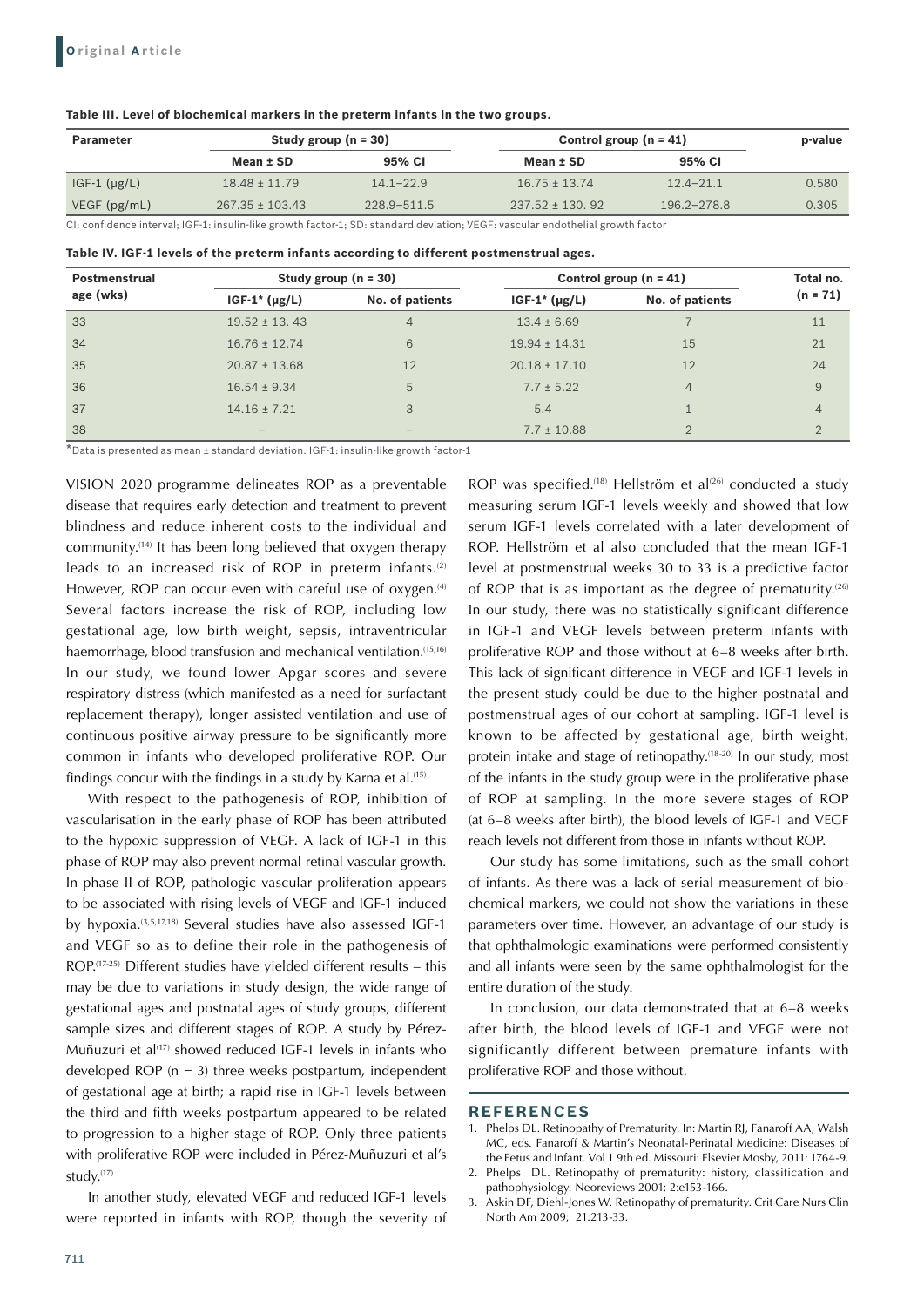**Table III. Level of biochemical markers in the preterm infants in the two groups.**

| Parameter | Study group (n = 30) | | Control group (n = 41) | | p-value |
|---|---|---|---|---|---|
| | Mean ± SD | 95% CI | Mean ± SD | 95% CI | |
| IGF-1 (µg/L) | 18.48 ± 11.79 | 14.1–22.9 | 16.75 ± 13.74 | 12.4–21.1 | 0.580 |
| VEGF (pg/mL) | 267.35 ± 103.43 | 228.9–511.5 | 237.52 ± 130. 92 | 196.2–278.8 | 0.305 |

CI: confidence interval; IGF-1: insulin-like growth factor-1; SD: standard deviation; VEGF: vascular endothelial growth factor

**Table IV. IGF-1 levels of the preterm infants according to different postmenstrual ages.**

| Postmenstrual age (wks) | Study group (n = 30) | | Control group (n = 41) | | Total no. (n = 71) |
|---|---|---|---|---|---|
| | IGF-1* (µg/L) | No. of patients | IGF-1* (µg/L) | No. of patients | |
| 33 | 19.52 ± 13. 43 | 4 | 13.4 ± 6.69 | 7 | 11 |
| 34 | 16.76 ± 12.74 | 6 | 19.94 ± 14.31 | 15 | 21 |
| 35 | 20.87 ± 13.68 | 12 | 20.18 ± 17.10 | 12 | 24 |
| 36 | 16.54 ± 9.34 | 5 | 7.7 ± 5.22 | 4 | 9 |
| 37 | 14.16 ± 7.21 | 3 | 5.4 | 1 | 4 |
| 38 | – | – | 7.7 ± 10.88 | 2 | 2 |

*Data is presented as mean ± standard deviation. IGF-1: insulin-like growth factor-1

VISION 2020 programme delineates ROP as a preventable disease that requires early detection and treatment to prevent blindness and reduce inherent costs to the individual and community.[14] It has been long believed that oxygen therapy leads to an increased risk of ROP in preterm infants.[2] However, ROP can occur even with careful use of oxygen.[4] Several factors increase the risk of ROP, including low gestational age, low birth weight, sepsis, intraventricular haemorrhage, blood transfusion and mechanical ventilation.[15,16] In our study, we found lower Apgar scores and severe respiratory distress (which manifested as a need for surfactant replacement therapy), longer assisted ventilation and use of continuous positive airway pressure to be significantly more common in infants who developed proliferative ROP. Our findings concur with the findings in a study by Karna et al.[15]

With respect to the pathogenesis of ROP, inhibition of vascularisation in the early phase of ROP has been attributed to the hypoxic suppression of VEGF. A lack of IGF-1 in this phase of ROP may also prevent normal retinal vascular growth. In phase II of ROP, pathologic vascular proliferation appears to be associated with rising levels of VEGF and IGF-1 induced by hypoxia.[3,5,17,18] Several studies have also assessed IGF-1 and VEGF so as to define their role in the pathogenesis of ROP.[17-25] Different studies have yielded different results – this may be due to variations in study design, the wide range of gestational ages and postnatal ages of study groups, different sample sizes and different stages of ROP. A study by Pérez-Muñuzuri et al[17] showed reduced IGF-1 levels in infants who developed ROP (n = 3) three weeks postpartum, independent of gestational age at birth; a rapid rise in IGF-1 levels between the third and fifth weeks postpartum appeared to be related to progression to a higher stage of ROP. Only three patients with proliferative ROP were included in Pérez-Muñuzuri et al's study.[17]

In another study, elevated VEGF and reduced IGF-1 levels were reported in infants with ROP, though the severity of ROP was specified.[18] Hellström et al[26] conducted a study measuring serum IGF-1 levels weekly and showed that low serum IGF-1 levels correlated with a later development of ROP. Hellström et al also concluded that the mean IGF-1 level at postmenstrual weeks 30 to 33 is a predictive factor of ROP that is as important as the degree of prematurity.[26] In our study, there was no statistically significant difference in IGF-1 and VEGF levels between preterm infants with proliferative ROP and those without at 6–8 weeks after birth. This lack of significant difference in VEGF and IGF-1 levels in the present study could be due to the higher postnatal and postmenstrual ages of our cohort at sampling. IGF-1 level is known to be affected by gestational age, birth weight, protein intake and stage of retinopathy.[18-20] In our study, most of the infants in the study group were in the proliferative phase of ROP at sampling. In the more severe stages of ROP (at 6–8 weeks after birth), the blood levels of IGF-1 and VEGF reach levels not different from those in infants without ROP.

Our study has some limitations, such as the small cohort of infants. As there was a lack of serial measurement of biochemical markers, we could not show the variations in these parameters over time. However, an advantage of our study is that ophthalmologic examinations were performed consistently and all infants were seen by the same ophthalmologist for the entire duration of the study.

In conclusion, our data demonstrated that at 6–8 weeks after birth, the blood levels of IGF-1 and VEGF were not significantly different between premature infants with proliferative ROP and those without.

## REFERENCES

1. Phelps DL. Retinopathy of Prematurity. In: Martin RJ, Fanaroff AA, Walsh MC, eds. Fanaroff & Martin's Neonatal-Perinatal Medicine: Diseases of the Fetus and Infant. Vol 1 9th ed. Missouri: Elsevier Mosby, 2011: 1764-9.
2. Phelps DL. Retinopathy of prematurity: history, classification and pathophysiology. Neoreviews 2001; 2:e153-166.
3. Askin DF, Diehl-Jones W. Retinopathy of prematurity. Crit Care Nurs Clin North Am 2009; 21:213-33.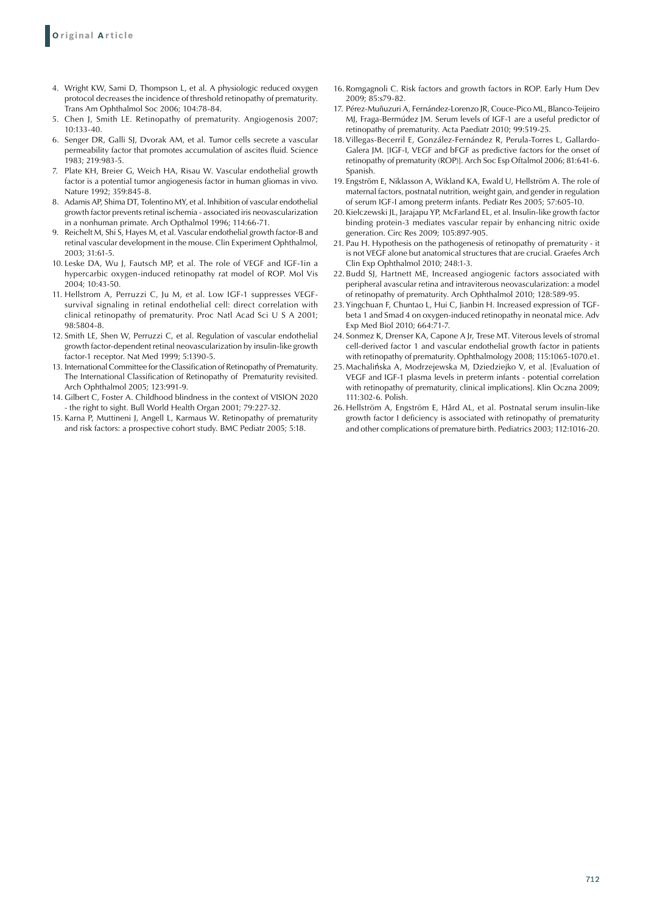4. Wright KW, Sami D, Thompson L, et al. A physiologic reduced oxygen protocol decreases the incidence of threshold retinopathy of prematurity. Trans Am Ophthalmol Soc 2006; 104:78-84.
5. Chen J, Smith LE. Retinopathy of prematurity. Angiogenosis 2007; 10:133-40.
6. Senger DR, Galli SJ, Dvorak AM, et al. Tumor cells secrete a vascular permeability factor that promotes accumulation of ascites fluid. Science 1983; 219:983-5.
7. Plate KH, Breier G, Weich HA, Risau W. Vascular endothelial growth factor is a potential tumor angiogenesis factor in human gliomas in vivo. Nature 1992; 359:845-8.
8. Adamis AP, Shima DT, Tolentino MY, et al. Inhibition of vascular endothelial growth factor prevents retinal ischemia - associated iris neovascularization in a nonhuman primate. Arch Opthalmol 1996; 114:66-71.
9. Reichelt M, Shi S, Hayes M, et al. Vascular endothelial growth factor-B and retinal vascular development in the mouse. Clin Experiment Ophthalmol, 2003; 31:61-5.
10. Leske DA, Wu J, Fautsch MP, et al. The role of VEGF and IGF-1in a hypercarbic oxygen-induced retinopathy rat model of ROP. Mol Vis 2004; 10:43-50.
11. Hellstrom A, Perruzzi C, Ju M, et al. Low IGF-1 suppresses VEGF-survival signaling in retinal endothelial cell: direct correlation with clinical retinopathy of prematurity. Proc Natl Acad Sci U S A 2001; 98:5804-8.
12. Smith LE, Shen W, Perruzzi C, et al. Regulation of vascular endothelial growth factor-dependent retinal neovascularization by insulin-like growth factor-1 receptor. Nat Med 1999; 5:1390-5.
13. International Committee for the Classification of Retinopathy of Prematurity. The International Classification of Retinopathy of Prematurity revisited. Arch Ophthalmol 2005; 123:991-9.
14. Gilbert C, Foster A. Childhood blindness in the context of VISION 2020 - the right to sight. Bull World Health Organ 2001; 79:227-32.
15. Karna P, Muttineni J, Angell L, Karmaus W. Retinopathy of prematurity and risk factors: a prospective cohort study. BMC Pediatr 2005; 5:18.
16. Romgagnoli C. Risk factors and growth factors in ROP. Early Hum Dev 2009; 85:s79-82.
17. Pérez-Muñuzuri A, Fernández-Lorenzo JR, Couce-Pico ML, Blanco-Teijeiro MJ, Fraga-Bermúdez JM. Serum levels of IGF-1 are a useful predictor of retinopathy of prematurity. Acta Paediatr 2010; 99:519-25.
18. Villegas-Becerril E, González-Fernández R, Perula-Torres L, Gallardo-Galera JM. [IGF-I, VEGF and bFGF as predictive factors for the onset of retinopathy of prematurity (ROP)]. Arch Soc Esp Oftalmol 2006; 81:641-6. Spanish.
19. Engström E, Niklasson A, Wikland KA, Ewald U, Hellström A. The role of maternal factors, postnatal nutrition, weight gain, and gender in regulation of serum IGF-I among preterm infants. Pediatr Res 2005; 57:605-10.
20. Kielczewski JL, Jarajapu YP, McFarland EL, et al. Insulin-like growth factor binding protein-3 mediates vascular repair by enhancing nitric oxide generation. Circ Res 2009; 105:897-905.
21. Pau H. Hypothesis on the pathogenesis of retinopathy of prematurity - it is not VEGF alone but anatomical structures that are crucial. Graefes Arch Clin Exp Ophthalmol 2010; 248:1-3.
22. Budd SJ, Hartnett ME, Increased angiogenic factors associated with peripheral avascular retina and intraviterous neovascularization: a model of retinopathy of prematurity. Arch Ophthalmol 2010; 128:589-95.
23. Yingchuan F, Chuntao L, Hui C, Jianbin H. Increased expression of TGF-beta 1 and Smad 4 on oxygen-induced retinopathy in neonatal mice. Adv Exp Med Biol 2010; 664:71-7.
24. Sonmez K, Drenser KA, Capone A Jr, Trese MT. Viterous levels of stromal cell-derived factor 1 and vascular endothelial growth factor in patients with retinopathy of prematurity. Ophthalmology 2008; 115:1065-1070.e1.
25. Machalińska A, Modrzejewska M, Dziedziejko V, et al. [Evaluation of VEGF and IGF-1 plasma levels in preterm infants - potential correlation with retinopathy of prematurity, clinical implications]. Klin Oczna 2009; 111:302-6. Polish.
26. Hellström A, Engström E, Hård AL, et al. Postnatal serum insulin-like growth factor I deficiency is associated with retinopathy of prematurity and other complications of premature birth. Pediatrics 2003; 112:1016-20.